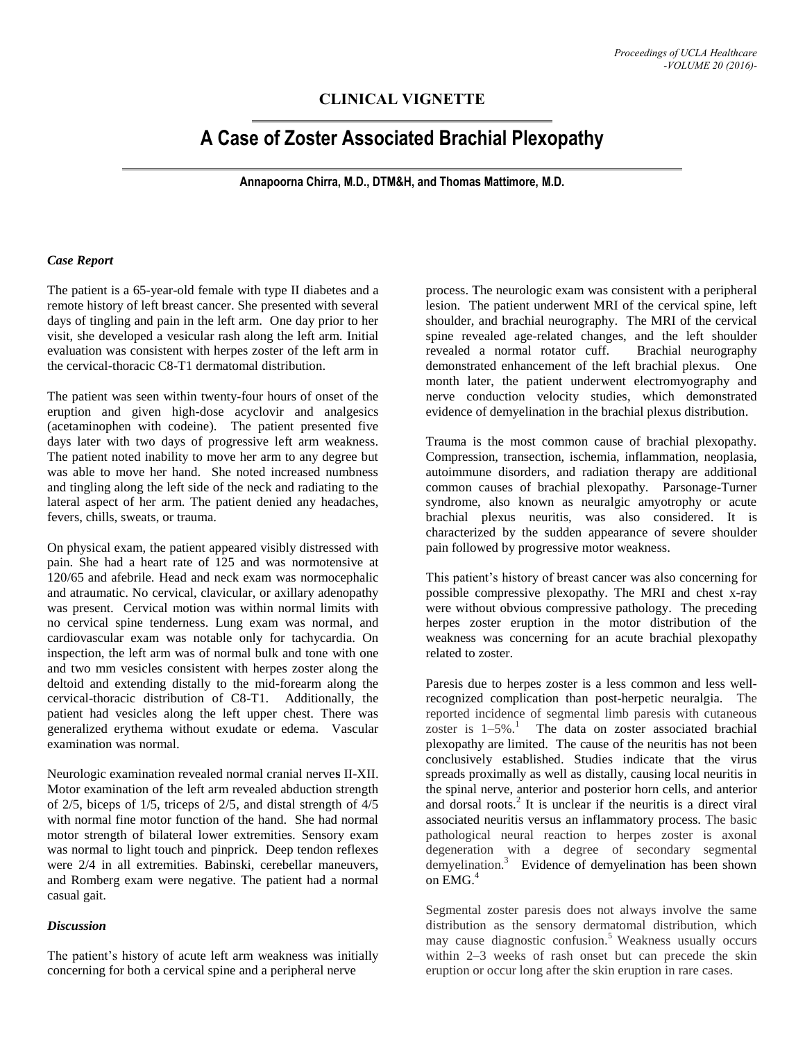## CLINICAL VIGNETTE

# A Case of Zoster Associated Brachial Plexopathy

**Annapoorna Chirra, M.D., DTM&H, and Thomas Mattimore, M.D.**

### *Case Report*

The patient is a 65-year-old female with type II diabetes and a remote history of left breast cancer. She presented with several days of tingling and pain in the left arm. One day prior to her visit, she developed a vesicular rash along the left arm. Initial evaluation was consistent with herpes zoster of the left arm in the cervical-thoracic C8-T1 dermatomal distribution.

The patient was seen within twenty-four hours of onset of the eruption and given high-dose acyclovir and analgesics (acetaminophen with codeine). The patient presented five days later with two days of progressive left arm weakness. The patient noted inability to move her arm to any degree but was able to move her hand. She noted increased numbness and tingling along the left side of the neck and radiating to the lateral aspect of her arm. The patient denied any headaches, fevers, chills, sweats, or trauma.

On physical exam, the patient appeared visibly distressed with pain. She had a heart rate of 125 and was normotensive at 120/65 and afebrile. Head and neck exam was normocephalic and atraumatic. No cervical, clavicular, or axillary adenopathy was present. Cervical motion was within normal limits with no cervical spine tenderness. Lung exam was normal, and cardiovascular exam was notable only for tachycardia. On inspection, the left arm was of normal bulk and tone with one and two mm vesicles consistent with herpes zoster along the deltoid and extending distally to the mid-forearm along the cervical-thoracic distribution of C8-T1. Additionally, the patient had vesicles along the left upper chest. There was generalized erythema without exudate or edema. Vascular examination was normal.

Neurologic examination revealed normal cranial nerves II-XII. Motor examination of the left arm revealed abduction strength of 2/5, biceps of 1/5, triceps of 2/5, and distal strength of 4/5 with normal fine motor function of the hand. She had normal motor strength of bilateral lower extremities. Sensory exam was normal to light touch and pinprick. Deep tendon reflexes were 2/4 in all extremities. Babinski, cerebellar maneuvers, and Romberg exam were negative. The patient had a normal casual gait.

### *Discussion*

The patient's history of acute left arm weakness was initially concerning for both a cervical spine and a peripheral nerve process. The neurologic exam was consistent with a peripheral lesion. The patient underwent MRI of the cervical spine, left shoulder, and brachial neurography. The MRI of the cervical spine revealed age-related changes, and the left shoulder revealed a normal rotator cuff. Brachial neurography demonstrated enhancement of the left brachial plexus. One month later, the patient underwent electromyography and nerve conduction velocity studies, which demonstrated evidence of demyelination in the brachial plexus distribution.

Trauma is the most common cause of brachial plexopathy. Compression, transection, ischemia, inflammation, neoplasia, autoimmune disorders, and radiation therapy are additional common causes of brachial plexopathy. Parsonage-Turner syndrome, also known as neuralgic amyotrophy or acute brachial plexus neuritis, was also considered. It is characterized by the sudden appearance of severe shoulder pain followed by progressive motor weakness.

This patient's history of breast cancer was also concerning for possible compressive plexopathy. The MRI and chest x-ray were without obvious compressive pathology. The preceding herpes zoster eruption in the motor distribution of the weakness was concerning for an acute brachial plexopathy related to zoster.

Paresis due to herpes zoster is a less common and less well-recognized complication than post-herpetic neuralgia. The reported incidence of segmental limb paresis with cutaneous zoster is 1–5%.[1] The data on zoster associated brachial plexopathy are limited. The cause of the neuritis has not been conclusively established. Studies indicate that the virus spreads proximally as well as distally, causing local neuritis in the spinal nerve, anterior and posterior horn cells, and anterior and dorsal roots.[2] It is unclear if the neuritis is a direct viral associated neuritis versus an inflammatory process. The basic pathological neural reaction to herpes zoster is axonal degeneration with a degree of secondary segmental demyelination.[3] Evidence of demyelination has been shown on EMG.[4]

Segmental zoster paresis does not always involve the same distribution as the sensory dermatomal distribution, which may cause diagnostic confusion.[5] Weakness usually occurs within 2–3 weeks of rash onset but can precede the skin eruption or occur long after the skin eruption in rare cases.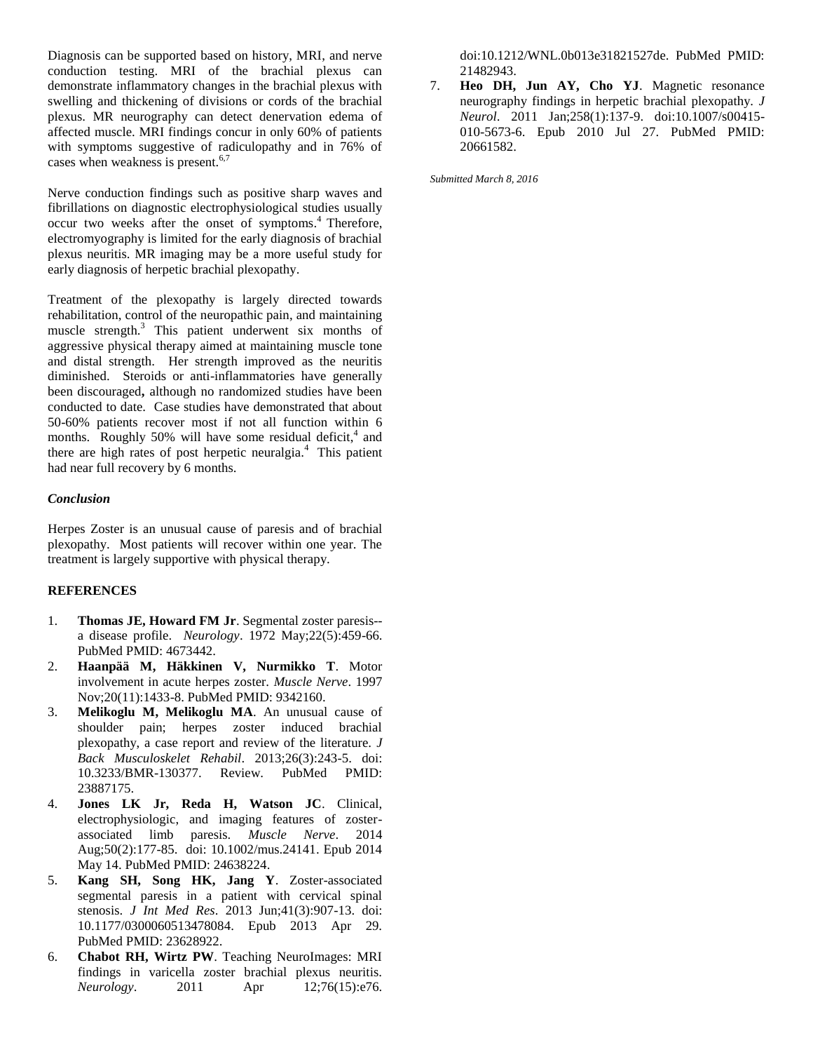Diagnosis can be supported based on history, MRI, and nerve conduction testing. MRI of the brachial plexus can demonstrate inflammatory changes in the brachial plexus with swelling and thickening of divisions or cords of the brachial plexus. MR neurography can detect denervation edema of affected muscle. MRI findings concur in only 60% of patients with symptoms suggestive of radiculopathy and in 76% of cases when weakness is present.[6,7]

Nerve conduction findings such as positive sharp waves and fibrillations on diagnostic electrophysiological studies usually occur two weeks after the onset of symptoms.[4] Therefore, electromyography is limited for the early diagnosis of brachial plexus neuritis. MR imaging may be a more useful study for early diagnosis of herpetic brachial plexopathy.

Treatment of the plexopathy is largely directed towards rehabilitation, control of the neuropathic pain, and maintaining muscle strength.[3] This patient underwent six months of aggressive physical therapy aimed at maintaining muscle tone and distal strength. Her strength improved as the neuritis diminished. Steroids or anti-inflammatories have generally been discouraged**,** although no randomized studies have been conducted to date. Case studies have demonstrated that about 50-60% patients recover most if not all function within 6 months. Roughly 50% will have some residual deficit,[4] and there are high rates of post herpetic neuralgia.[4] This patient had near full recovery by 6 months.

### *Conclusion*

Herpes Zoster is an unusual cause of paresis and of brachial plexopathy. Most patients will recover within one year. The treatment is largely supportive with physical therapy.

### REFERENCES

1. **Thomas JE, Howard FM Jr**. Segmental zoster paresis--a disease profile. *Neurology*. 1972 May;22(5):459-66. PubMed PMID: 4673442.
2. **Haanpää M, Häkkinen V, Nurmikko T**. Motor involvement in acute herpes zoster. *Muscle Nerve*. 1997 Nov;20(11):1433-8. PubMed PMID: 9342160.
3. **Melikoglu M, Melikoglu MA**. An unusual cause of shoulder pain; herpes zoster induced brachial plexopathy, a case report and review of the literature. *J Back Musculoskelet Rehabil*. 2013;26(3):243-5. doi: 10.3233/BMR-130377. Review. PubMed PMID: 23887175.
4. **Jones LK Jr, Reda H, Watson JC**. Clinical, electrophysiologic, and imaging features of zoster-associated limb paresis. *Muscle Nerve*. 2014 Aug;50(2):177-85. doi: 10.1002/mus.24141. Epub 2014 May 14. PubMed PMID: 24638224.
5. **Kang SH, Song HK, Jang Y**. Zoster-associated segmental paresis in a patient with cervical spinal stenosis. *J Int Med Res*. 2013 Jun;41(3):907-13. doi: 10.1177/0300060513478084. Epub 2013 Apr 29. PubMed PMID: 23628922.
6. **Chabot RH, Wirtz PW**. Teaching NeuroImages: MRI findings in varicella zoster brachial plexus neuritis. *Neurology*. 2011 Apr 12;76(15):e76. doi:10.1212/WNL.0b013e31821527de. PubMed PMID: 21482943.
7. **Heo DH, Jun AY, Cho YJ**. Magnetic resonance neurography findings in herpetic brachial plexopathy. *J Neurol*. 2011 Jan;258(1):137-9. doi:10.1007/s00415-010-5673-6. Epub 2010 Jul 27. PubMed PMID: 20661582.

*Submitted March 8, 2016*